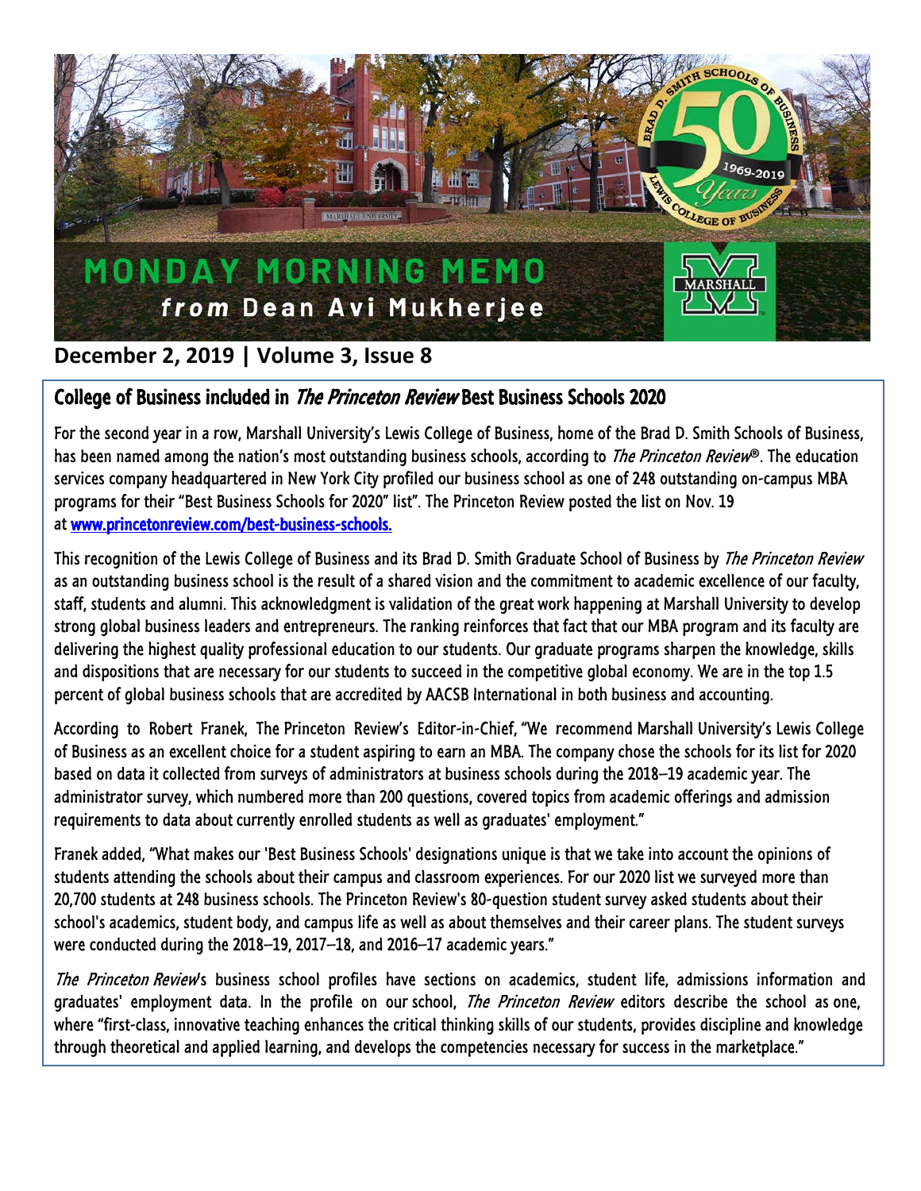# MONDAY MORNING MEMO

***from*** **Dean Avi Mukherjee**

**December 2, 2019 | Volume 3, Issue 8**

## College of Business included in *The Princeton Review* Best Business Schools 2020

For the second year in a row, Marshall University's Lewis College of Business, home of the Brad D. Smith Schools of Business, has been named among the nation's most outstanding business schools, according to *The Princeton Review*®. The education services company headquartered in New York City profiled our business school as one of 248 outstanding on-campus MBA programs for their "Best Business Schools for 2020" list". The Princeton Review posted the list on Nov. 19 at **www.princetonreview.com/best-business-schools.**

This recognition of the Lewis College of Business and its Brad D. Smith Graduate School of Business by *The Princeton Review* as an outstanding business school is the result of a shared vision and the commitment to academic excellence of our faculty, staff, students and alumni. This acknowledgment is validation of the great work happening at Marshall University to develop strong global business leaders and entrepreneurs. The ranking reinforces that fact that our MBA program and its faculty are delivering the highest quality professional education to our students. Our graduate programs sharpen the knowledge, skills and dispositions that are necessary for our students to succeed in the competitive global economy. We are in the top 1.5 percent of global business schools that are accredited by AACSB International in both business and accounting.

According to Robert Franek, The Princeton Review's Editor-in-Chief, "We recommend Marshall University's Lewis College of Business as an excellent choice for a student aspiring to earn an MBA. The company chose the schools for its list for 2020 based on data it collected from surveys of administrators at business schools during the 2018–19 academic year. The administrator survey, which numbered more than 200 questions, covered topics from academic offerings and admission requirements to data about currently enrolled students as well as graduates' employment."

Franek added, "What makes our 'Best Business Schools' designations unique is that we take into account the opinions of students attending the schools about their campus and classroom experiences. For our 2020 list we surveyed more than 20,700 students at 248 business schools. The Princeton Review's 80-question student survey asked students about their school's academics, student body, and campus life as well as about themselves and their career plans. The student surveys were conducted during the 2018–19, 2017–18, and 2016–17 academic years."

*The Princeton Review*'s business school profiles have sections on academics, student life, admissions information and graduates' employment data. In the profile on our school, *The Princeton Review* editors describe the school as one, where "first-class, innovative teaching enhances the critical thinking skills of our students, provides discipline and knowledge through theoretical and applied learning, and develops the competencies necessary for success in the marketplace."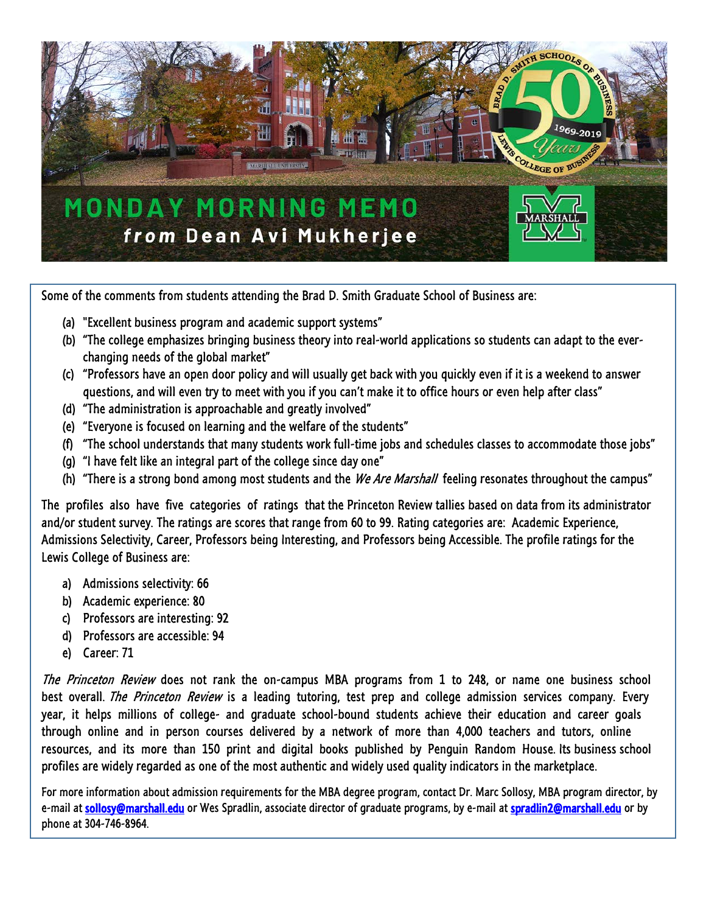# MONDAY MORNING MEMO

***from* Dean Avi Mukherjee**

Some of the comments from students attending the Brad D. Smith Graduate School of Business are:

(a) "Excellent business program and academic support systems"
(b) "The college emphasizes bringing business theory into real-world applications so students can adapt to the ever-changing needs of the global market"
(c) "Professors have an open door policy and will usually get back with you quickly even if it is a weekend to answer questions, and will even try to meet with you if you can't make it to office hours or even help after class"
(d) "The administration is approachable and greatly involved"
(e) "Everyone is focused on learning and the welfare of the students"
(f) "The school understands that many students work full-time jobs and schedules classes to accommodate those jobs"
(g) "I have felt like an integral part of the college since day one"
(h) "There is a strong bond among most students and the *We Are Marshall* feeling resonates throughout the campus"

The profiles also have five categories of ratings that the Princeton Review tallies based on data from its administrator and/or student survey. The ratings are scores that range from 60 to 99. Rating categories are: Academic Experience, Admissions Selectivity, Career, Professors being Interesting, and Professors being Accessible. The profile ratings for the Lewis College of Business are:

a) Admissions selectivity: 66
b) Academic experience: 80
c) Professors are interesting: 92
d) Professors are accessible: 94
e) Career: 71

*The Princeton Review* does not rank the on-campus MBA programs from 1 to 248, or name one business school best overall. *The Princeton Review* is a leading tutoring, test prep and college admission services company. Every year, it helps millions of college- and graduate school-bound students achieve their education and career goals through online and in person courses delivered by a network of more than 4,000 teachers and tutors, online resources, and its more than 150 print and digital books published by Penguin Random House. Its business school profiles are widely regarded as one of the most authentic and widely used quality indicators in the marketplace.

For more information about admission requirements for the MBA degree program, contact Dr. Marc Sollosy, MBA program director, by e-mail at **sollosy@marshall.edu** or Wes Spradlin, associate director of graduate programs, by e-mail at **spradlin2@marshall.edu** or by phone at 304-746-8964.